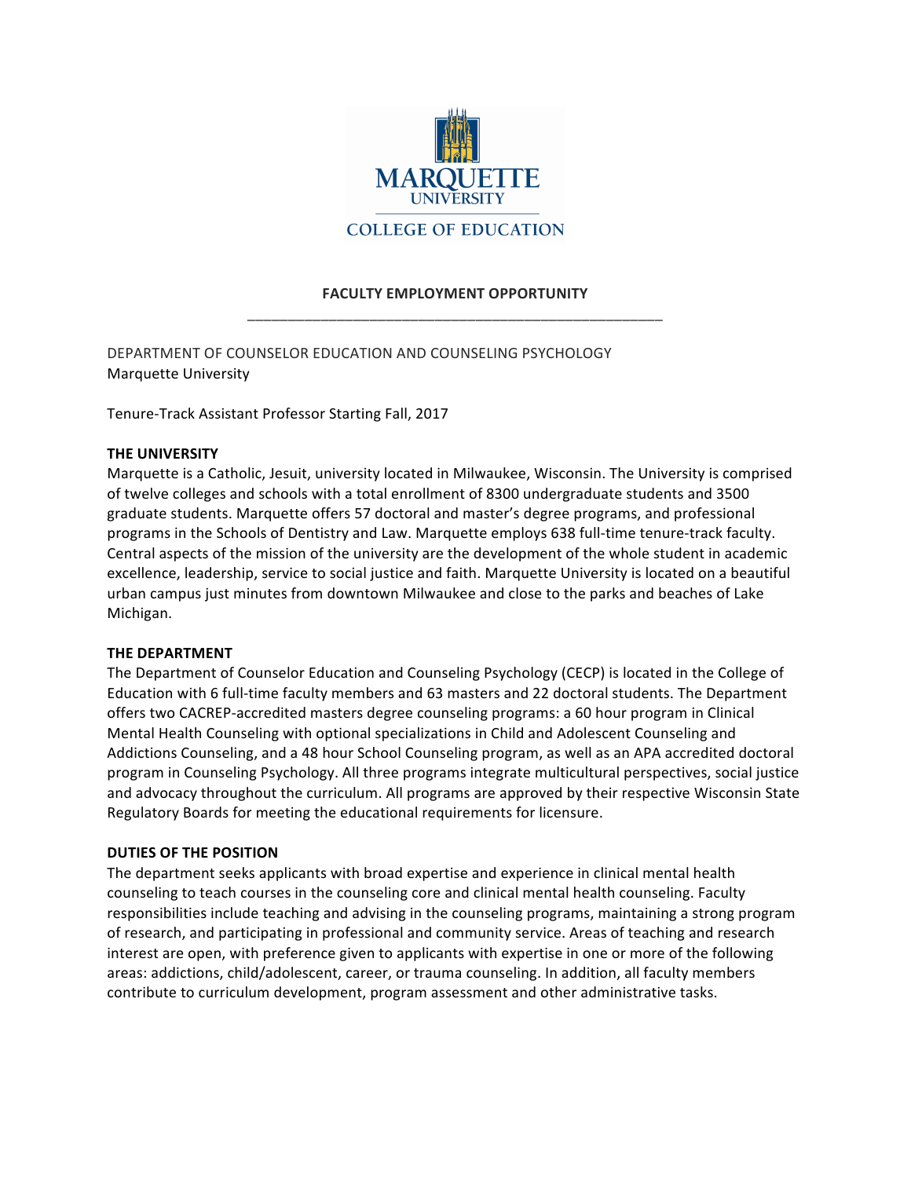MARQUETTE UNIVERSITY

COLLEGE OF EDUCATION

**FACULTY EMPLOYMENT OPPORTUNITY**

---

DEPARTMENT OF COUNSELOR EDUCATION AND COUNSELING PSYCHOLOGY
Marquette University

Tenure-Track Assistant Professor Starting Fall, 2017

**THE UNIVERSITY**
Marquette is a Catholic, Jesuit, university located in Milwaukee, Wisconsin. The University is comprised of twelve colleges and schools with a total enrollment of 8300 undergraduate students and 3500 graduate students. Marquette offers 57 doctoral and master's degree programs, and professional programs in the Schools of Dentistry and Law. Marquette employs 638 full-time tenure-track faculty. Central aspects of the mission of the university are the development of the whole student in academic excellence, leadership, service to social justice and faith. Marquette University is located on a beautiful urban campus just minutes from downtown Milwaukee and close to the parks and beaches of Lake Michigan.

**THE DEPARTMENT**
The Department of Counselor Education and Counseling Psychology (CECP) is located in the College of Education with 6 full-time faculty members and 63 masters and 22 doctoral students. The Department offers two CACREP-accredited masters degree counseling programs: a 60 hour program in Clinical Mental Health Counseling with optional specializations in Child and Adolescent Counseling and Addictions Counseling, and a 48 hour School Counseling program, as well as an APA accredited doctoral program in Counseling Psychology. All three programs integrate multicultural perspectives, social justice and advocacy throughout the curriculum. All programs are approved by their respective Wisconsin State Regulatory Boards for meeting the educational requirements for licensure.

**DUTIES OF THE POSITION**
The department seeks applicants with broad expertise and experience in clinical mental health counseling to teach courses in the counseling core and clinical mental health counseling. Faculty responsibilities include teaching and advising in the counseling programs, maintaining a strong program of research, and participating in professional and community service. Areas of teaching and research interest are open, with preference given to applicants with expertise in one or more of the following areas: addictions, child/adolescent, career, or trauma counseling. In addition, all faculty members contribute to curriculum development, program assessment and other administrative tasks.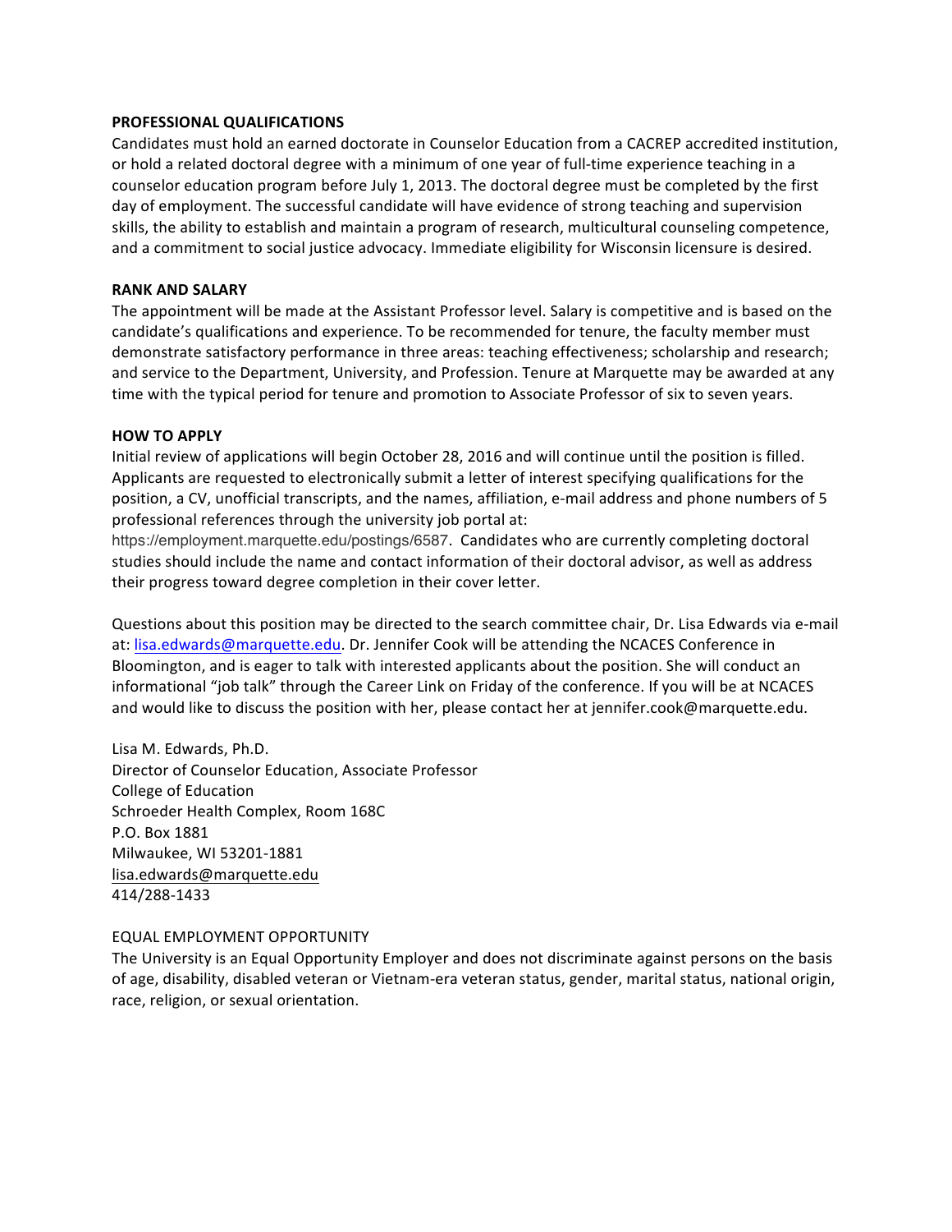**PROFESSIONAL QUALIFICATIONS**

Candidates must hold an earned doctorate in Counselor Education from a CACREP accredited institution, or hold a related doctoral degree with a minimum of one year of full-time experience teaching in a counselor education program before July 1, 2013. The doctoral degree must be completed by the first day of employment. The successful candidate will have evidence of strong teaching and supervision skills, the ability to establish and maintain a program of research, multicultural counseling competence, and a commitment to social justice advocacy. Immediate eligibility for Wisconsin licensure is desired.

**RANK AND SALARY**

The appointment will be made at the Assistant Professor level. Salary is competitive and is based on the candidate's qualifications and experience. To be recommended for tenure, the faculty member must demonstrate satisfactory performance in three areas: teaching effectiveness; scholarship and research; and service to the Department, University, and Profession. Tenure at Marquette may be awarded at any time with the typical period for tenure and promotion to Associate Professor of six to seven years.

**HOW TO APPLY**

Initial review of applications will begin October 28, 2016 and will continue until the position is filled. Applicants are requested to electronically submit a letter of interest specifying qualifications for the position, a CV, unofficial transcripts, and the names, affiliation, e-mail address and phone numbers of 5 professional references through the university job portal at: https://employment.marquette.edu/postings/6587. Candidates who are currently completing doctoral studies should include the name and contact information of their doctoral advisor, as well as address their progress toward degree completion in their cover letter.

Questions about this position may be directed to the search committee chair, Dr. Lisa Edwards via e-mail at: lisa.edwards@marquette.edu. Dr. Jennifer Cook will be attending the NCACES Conference in Bloomington, and is eager to talk with interested applicants about the position. She will conduct an informational "job talk" through the Career Link on Friday of the conference. If you will be at NCACES and would like to discuss the position with her, please contact her at jennifer.cook@marquette.edu.

Lisa M. Edwards, Ph.D.
Director of Counselor Education, Associate Professor
College of Education
Schroeder Health Complex, Room 168C
P.O. Box 1881
Milwaukee, WI 53201-1881
lisa.edwards@marquette.edu
414/288-1433

EQUAL EMPLOYMENT OPPORTUNITY

The University is an Equal Opportunity Employer and does not discriminate against persons on the basis of age, disability, disabled veteran or Vietnam-era veteran status, gender, marital status, national origin, race, religion, or sexual orientation.